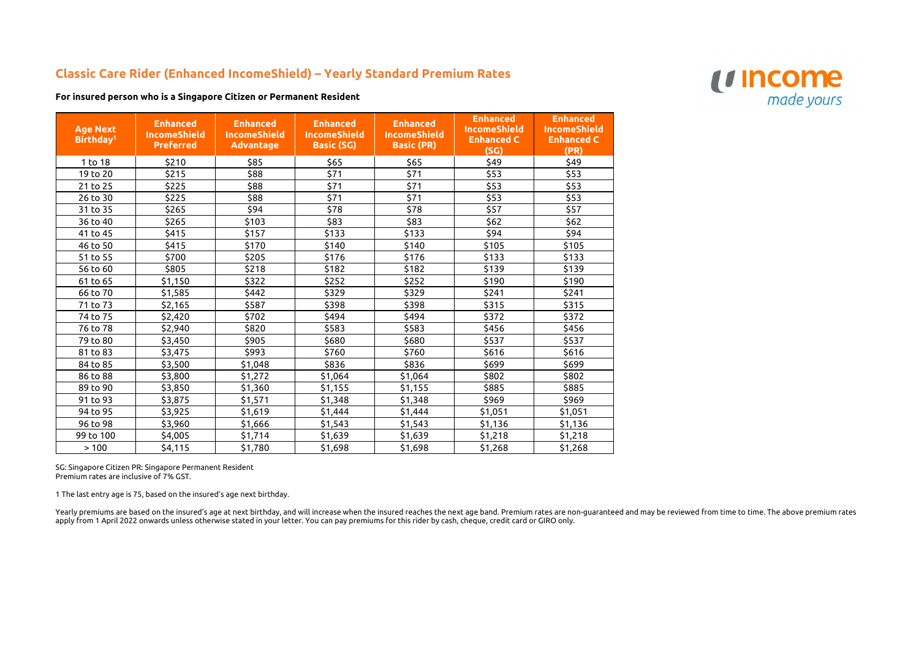# Classic Care Rider (Enhanced IncomeShield) – Yearly Standard Premium Rates

**For insured person who is a Singapore Citizen or Permanent Resident**

| Age Next Birthday[1] | Enhanced IncomeShield Preferred | Enhanced IncomeShield Advantage | Enhanced IncomeShield Basic (SG) | Enhanced IncomeShield Basic (PR) | Enhanced IncomeShield Enhanced C (SG) | Enhanced IncomeShield Enhanced C (PR) |
|---|---|---|---|---|---|---|
| 1 to 18 | $210 | $85 | $65 | $65 | $49 | $49 |
| 19 to 20 | $215 | $88 | $71 | $71 | $53 | $53 |
| 21 to 25 | $225 | $88 | $71 | $71 | $53 | $53 |
| 26 to 30 | $225 | $88 | $71 | $71 | $53 | $53 |
| 31 to 35 | $265 | $94 | $78 | $78 | $57 | $57 |
| 36 to 40 | $265 | $103 | $83 | $83 | $62 | $62 |
| 41 to 45 | $415 | $157 | $133 | $133 | $94 | $94 |
| 46 to 50 | $415 | $170 | $140 | $140 | $105 | $105 |
| 51 to 55 | $700 | $205 | $176 | $176 | $133 | $133 |
| 56 to 60 | $805 | $218 | $182 | $182 | $139 | $139 |
| 61 to 65 | $1,150 | $322 | $252 | $252 | $190 | $190 |
| 66 to 70 | $1,585 | $442 | $329 | $329 | $241 | $241 |
| 71 to 73 | $2,165 | $587 | $398 | $398 | $315 | $315 |
| 74 to 75 | $2,420 | $702 | $494 | $494 | $372 | $372 |
| 76 to 78 | $2,940 | $820 | $583 | $583 | $456 | $456 |
| 79 to 80 | $3,450 | $905 | $680 | $680 | $537 | $537 |
| 81 to 83 | $3,475 | $993 | $760 | $760 | $616 | $616 |
| 84 to 85 | $3,500 | $1,048 | $836 | $836 | $699 | $699 |
| 86 to 88 | $3,800 | $1,272 | $1,064 | $1,064 | $802 | $802 |
| 89 to 90 | $3,850 | $1,360 | $1,155 | $1,155 | $885 | $885 |
| 91 to 93 | $3,875 | $1,571 | $1,348 | $1,348 | $969 | $969 |
| 94 to 95 | $3,925 | $1,619 | $1,444 | $1,444 | $1,051 | $1,051 |
| 96 to 98 | $3,960 | $1,666 | $1,543 | $1,543 | $1,136 | $1,136 |
| 99 to 100 | $4,005 | $1,714 | $1,639 | $1,639 | $1,218 | $1,218 |
| > 100 | $4,115 | $1,780 | $1,698 | $1,698 | $1,268 | $1,268 |

SG: Singapore Citizen PR: Singapore Permanent Resident
Premium rates are inclusive of 7% GST.

1 The last entry age is 75, based on the insured's age next birthday.

Yearly premiums are based on the insured's age at next birthday, and will increase when the insured reaches the next age band. Premium rates are non-guaranteed and may be reviewed from time to time. The above premium rates apply from 1 April 2022 onwards unless otherwise stated in your letter. You can pay premiums for this rider by cash, cheque, credit card or GIRO only.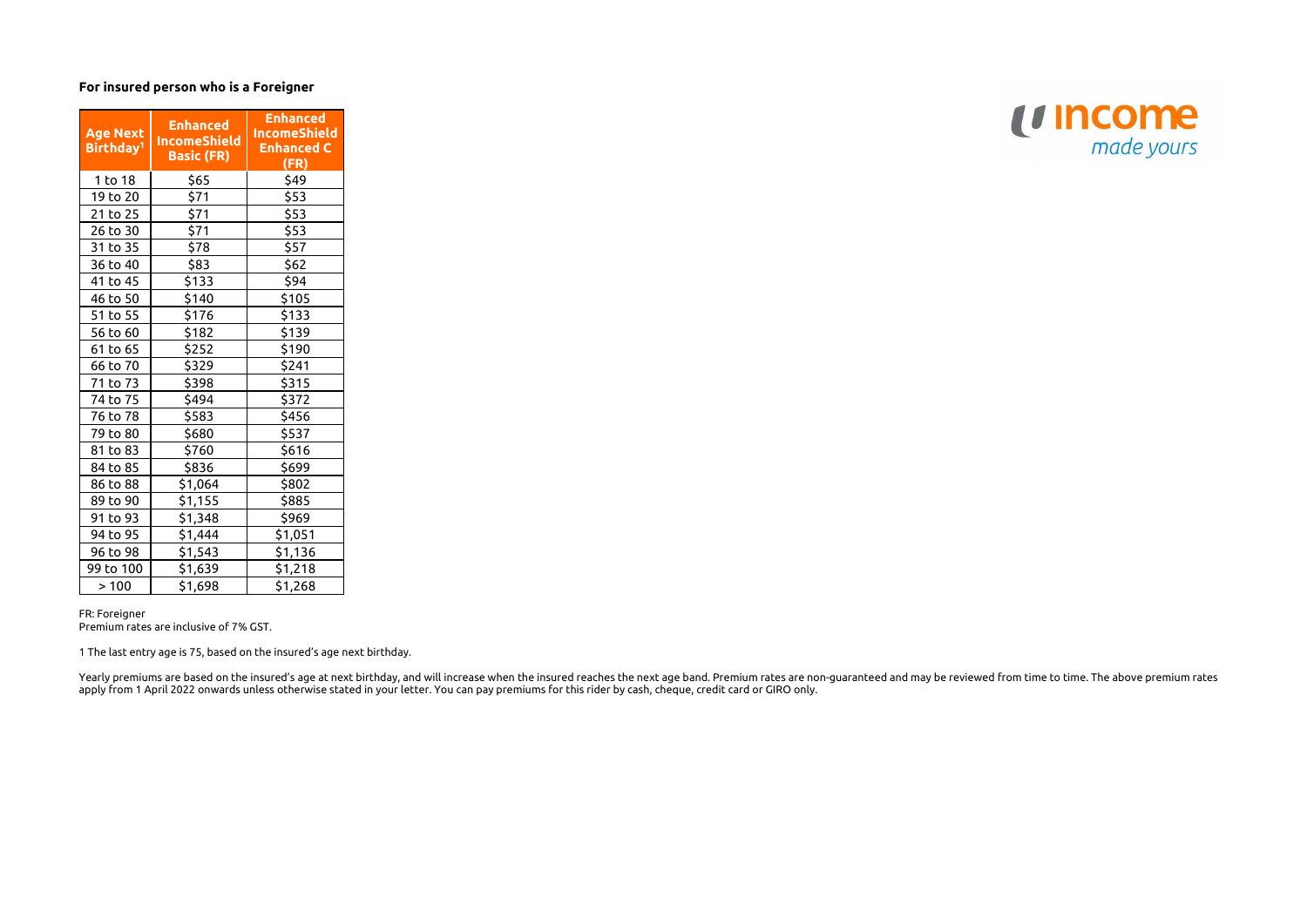**For insured person who is a Foreigner**

| Age Next Birthday[1] | Enhanced IncomeShield Basic (FR) | Enhanced IncomeShield Enhanced C (FR) |
|---|---|---|
| 1 to 18 | $65 | $49 |
| 19 to 20 | $71 | $53 |
| 21 to 25 | $71 | $53 |
| 26 to 30 | $71 | $53 |
| 31 to 35 | $78 | $57 |
| 36 to 40 | $83 | $62 |
| 41 to 45 | $133 | $94 |
| 46 to 50 | $140 | $105 |
| 51 to 55 | $176 | $133 |
| 56 to 60 | $182 | $139 |
| 61 to 65 | $252 | $190 |
| 66 to 70 | $329 | $241 |
| 71 to 73 | $398 | $315 |
| 74 to 75 | $494 | $372 |
| 76 to 78 | $583 | $456 |
| 79 to 80 | $680 | $537 |
| 81 to 83 | $760 | $616 |
| 84 to 85 | $836 | $699 |
| 86 to 88 | $1,064 | $802 |
| 89 to 90 | $1,155 | $885 |
| 91 to 93 | $1,348 | $969 |
| 94 to 95 | $1,444 | $1,051 |
| 96 to 98 | $1,543 | $1,136 |
| 99 to 100 | $1,639 | $1,218 |
| > 100 | $1,698 | $1,268 |

FR: Foreigner
Premium rates are inclusive of 7% GST.

1 The last entry age is 75, based on the insured's age next birthday.

Yearly premiums are based on the insured's age at next birthday, and will increase when the insured reaches the next age band. Premium rates are non-guaranteed and may be reviewed from time to time. The above premium rates apply from 1 April 2022 onwards unless otherwise stated in your letter. You can pay premiums for this rider by cash, cheque, credit card or GIRO only.